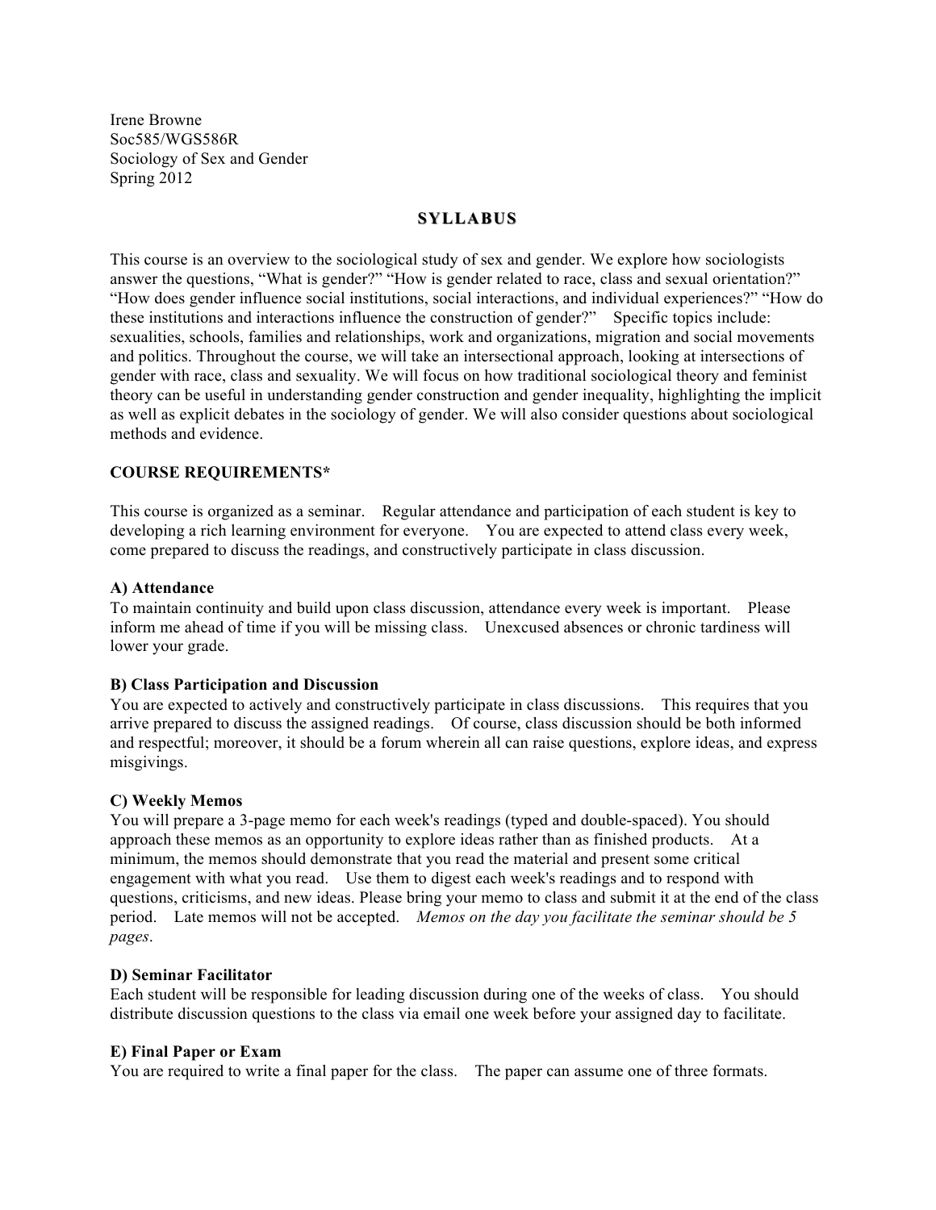Irene Browne
Soc585/WGS586R
Sociology of Sex and Gender
Spring 2012

# SYLLABUS

This course is an overview to the sociological study of sex and gender. We explore how sociologists answer the questions, "What is gender?" "How is gender related to race, class and sexual orientation?" "How does gender influence social institutions, social interactions, and individual experiences?" "How do these institutions and interactions influence the construction of gender?" Specific topics include: sexualities, schools, families and relationships, work and organizations, migration and social movements and politics. Throughout the course, we will take an intersectional approach, looking at intersections of gender with race, class and sexuality. We will focus on how traditional sociological theory and feminist theory can be useful in understanding gender construction and gender inequality, highlighting the implicit as well as explicit debates in the sociology of gender. We will also consider questions about sociological methods and evidence.

## COURSE REQUIREMENTS*

This course is organized as a seminar. Regular attendance and participation of each student is key to developing a rich learning environment for everyone. You are expected to attend class every week, come prepared to discuss the readings, and constructively participate in class discussion.

### A) Attendance

To maintain continuity and build upon class discussion, attendance every week is important. Please inform me ahead of time if you will be missing class. Unexcused absences or chronic tardiness will lower your grade.

### B) Class Participation and Discussion

You are expected to actively and constructively participate in class discussions. This requires that you arrive prepared to discuss the assigned readings. Of course, class discussion should be both informed and respectful; moreover, it should be a forum wherein all can raise questions, explore ideas, and express misgivings.

### C) Weekly Memos

You will prepare a 3-page memo for each week's readings (typed and double-spaced). You should approach these memos as an opportunity to explore ideas rather than as finished products. At a minimum, the memos should demonstrate that you read the material and present some critical engagement with what you read. Use them to digest each week's readings and to respond with questions, criticisms, and new ideas. Please bring your memo to class and submit it at the end of the class period. Late memos will not be accepted. *Memos on the day you facilitate the seminar should be 5 pages*.

### D) Seminar Facilitator

Each student will be responsible for leading discussion during one of the weeks of class. You should distribute discussion questions to the class via email one week before your assigned day to facilitate.

### E) Final Paper or Exam

You are required to write a final paper for the class. The paper can assume one of three formats.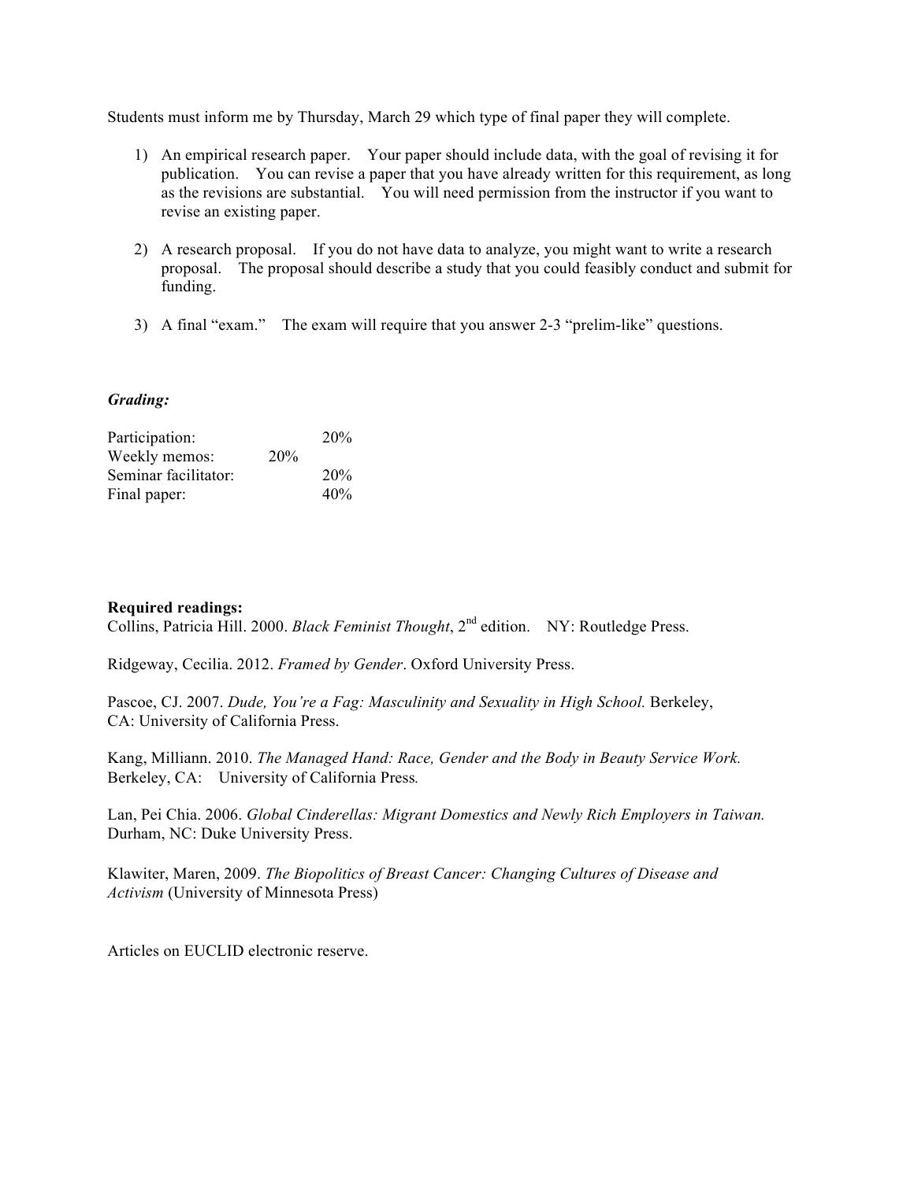Students must inform me by Thursday, March 29 which type of final paper they will complete.

1) An empirical research paper. Your paper should include data, with the goal of revising it for publication. You can revise a paper that you have already written for this requirement, as long as the revisions are substantial. You will need permission from the instructor if you want to revise an existing paper.

2) A research proposal. If you do not have data to analyze, you might want to write a research proposal. The proposal should describe a study that you could feasibly conduct and submit for funding.

3) A final "exam." The exam will require that you answer 2-3 "prelim-like" questions.

***Grading:***

| | |
|---|---|
| Participation: | 20% |
| Weekly memos: | 20% |
| Seminar facilitator: | 20% |
| Final paper: | 40% |

**Required readings:**

Collins, Patricia Hill. 2000. *Black Feminist Thought*, 2nd edition. NY: Routledge Press.

Ridgeway, Cecilia. 2012. *Framed by Gender*. Oxford University Press.

Pascoe, CJ. 2007. *Dude, You're a Fag: Masculinity and Sexuality in High School.* Berkeley, CA: University of California Press.

Kang, Milliann. 2010. *The Managed Hand: Race, Gender and the Body in Beauty Service Work.* Berkeley, CA: University of California Press.

Lan, Pei Chia. 2006. *Global Cinderellas: Migrant Domestics and Newly Rich Employers in Taiwan.* Durham, NC: Duke University Press.

Klawiter, Maren, 2009. *The Biopolitics of Breast Cancer: Changing Cultures of Disease and Activism* (University of Minnesota Press)

Articles on EUCLID electronic reserve.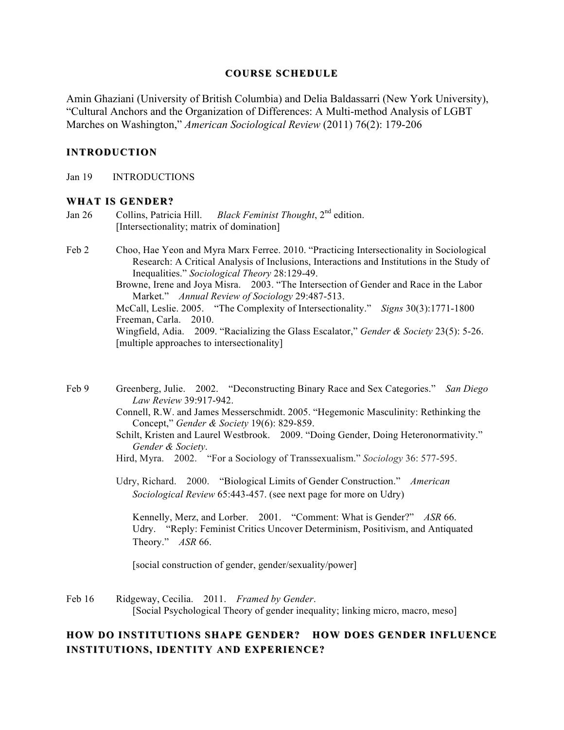## COURSE SCHEDULE

Amin Ghaziani (University of British Columbia) and Delia Baldassarri (New York University), "Cultural Anchors and the Organization of Differences: A Multi-method Analysis of LGBT Marches on Washington," *American Sociological Review* (2011) 76(2): 179-206

### INTRODUCTION

Jan 19 INTRODUCTIONS

### WHAT IS GENDER?

Jan 26 Collins, Patricia Hill. *Black Feminist Thought*, 2nd edition.
[Intersectionality; matrix of domination]

Feb 2 Choo, Hae Yeon and Myra Marx Ferree. 2010. "Practicing Intersectionality in Sociological Research: A Critical Analysis of Inclusions, Interactions and Institutions in the Study of Inequalities." *Sociological Theory* 28:129-49.
Browne, Irene and Joya Misra. 2003. "The Intersection of Gender and Race in the Labor Market." *Annual Review of Sociology* 29:487-513.
McCall, Leslie. 2005. "The Complexity of Intersectionality." *Signs* 30(3):1771-1800
Freeman, Carla. 2010.
Wingfield, Adia. 2009. "Racializing the Glass Escalator," *Gender & Society* 23(5): 5-26.
[multiple approaches to intersectionality]

Feb 9 Greenberg, Julie. 2002. "Deconstructing Binary Race and Sex Categories." *San Diego Law Review* 39:917-942.
Connell, R.W. and James Messerschmidt. 2005. "Hegemonic Masculinity: Rethinking the Concept," *Gender & Society* 19(6): 829-859.
Schilt, Kristen and Laurel Westbrook. 2009. "Doing Gender, Doing Heteronormativity." *Gender & Society*.
Hird, Myra. 2002. "For a Sociology of Transsexualism." *Sociology* 36: 577-595.

Udry, Richard. 2000. "Biological Limits of Gender Construction." *American Sociological Review* 65:443-457. (see next page for more on Udry)

Kennelly, Merz, and Lorber. 2001. "Comment: What is Gender?" *ASR* 66.
Udry. "Reply: Feminist Critics Uncover Determinism, Positivism, and Antiquated Theory." *ASR* 66.

[social construction of gender, gender/sexuality/power]

Feb 16 Ridgeway, Cecilia. 2011. *Framed by Gender*.
[Social Psychological Theory of gender inequality; linking micro, macro, meso]

### HOW DO INSTITUTIONS SHAPE GENDER? HOW DOES GENDER INFLUENCE INSTITUTIONS, IDENTITY AND EXPERIENCE?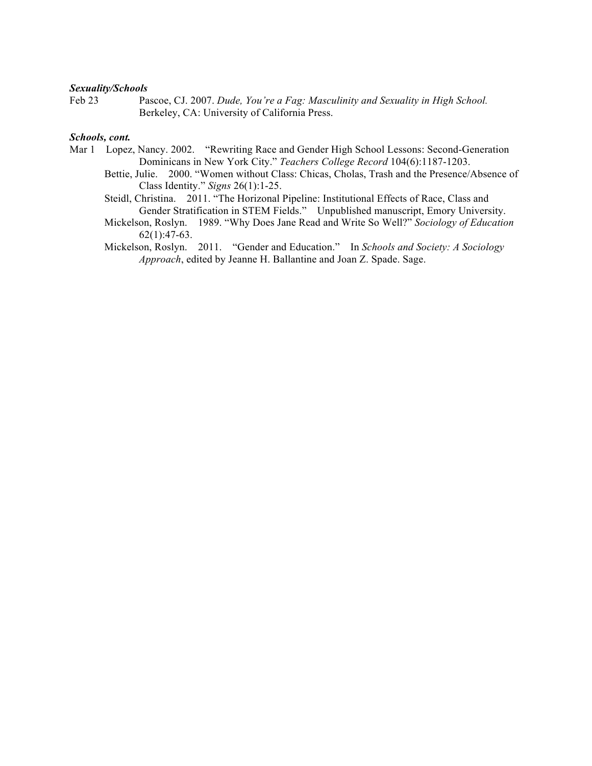***Sexuality/Schools***

Feb 23 Pascoe, CJ. 2007. *Dude, You're a Fag: Masculinity and Sexuality in High School.* Berkeley, CA: University of California Press.

***Schools, cont.***

Mar 1 Lopez, Nancy. 2002. "Rewriting Race and Gender High School Lessons: Second-Generation Dominicans in New York City." *Teachers College Record* 104(6):1187-1203.

Bettie, Julie. 2000. "Women without Class: Chicas, Cholas, Trash and the Presence/Absence of Class Identity." *Signs* 26(1):1-25.

Steidl, Christina. 2011. "The Horizonal Pipeline: Institutional Effects of Race, Class and Gender Stratification in STEM Fields." Unpublished manuscript, Emory University.

Mickelson, Roslyn. 1989. "Why Does Jane Read and Write So Well?" *Sociology of Education* 62(1):47-63.

Mickelson, Roslyn. 2011. "Gender and Education." In *Schools and Society: A Sociology Approach*, edited by Jeanne H. Ballantine and Joan Z. Spade. Sage.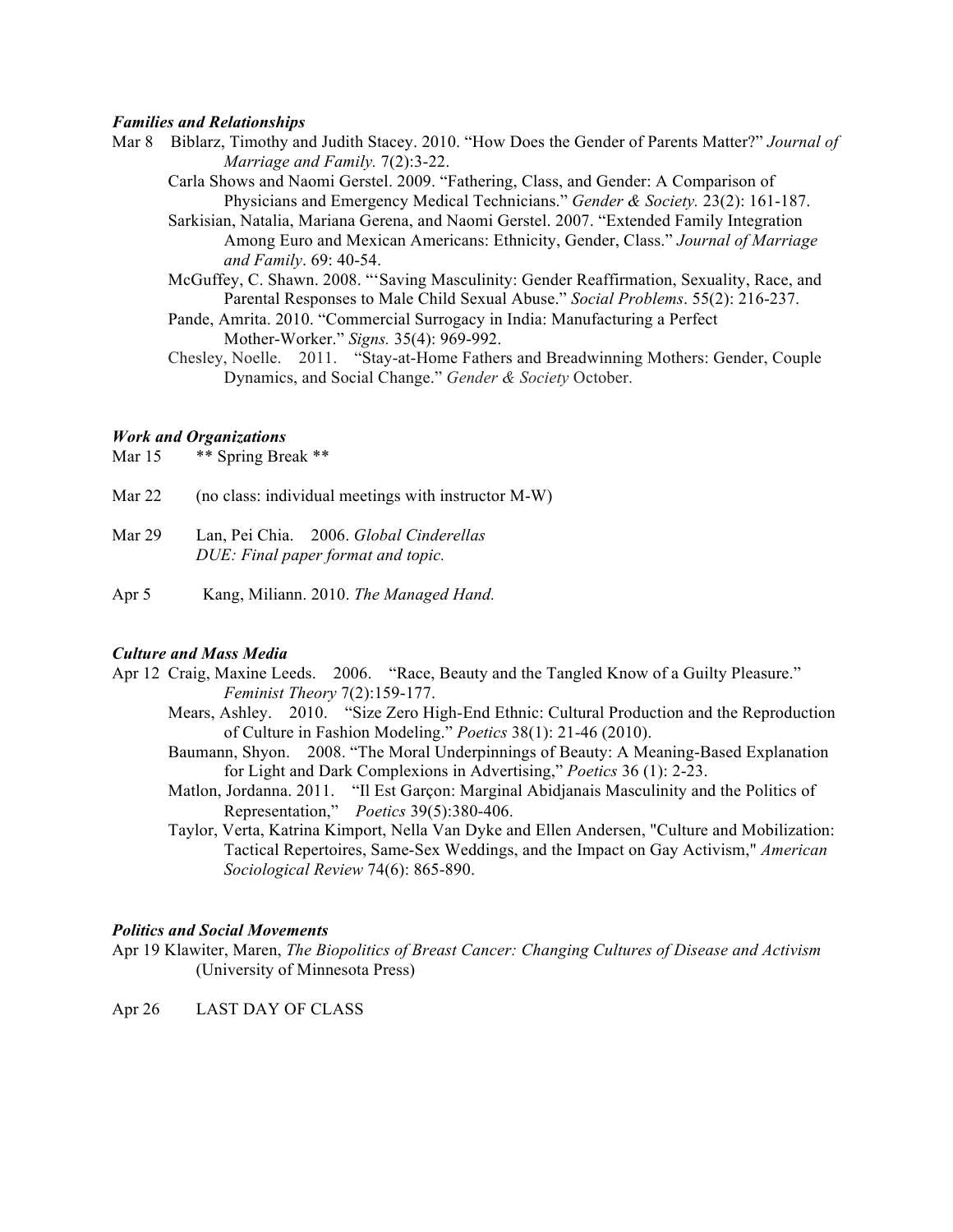***Families and Relationships***

Mar 8 Biblarz, Timothy and Judith Stacey. 2010. "How Does the Gender of Parents Matter?" *Journal of Marriage and Family.* 7(2):3-22.

Carla Shows and Naomi Gerstel. 2009. "Fathering, Class, and Gender: A Comparison of Physicians and Emergency Medical Technicians." *Gender & Society.* 23(2): 161-187.

Sarkisian, Natalia, Mariana Gerena, and Naomi Gerstel. 2007. "Extended Family Integration Among Euro and Mexican Americans: Ethnicity, Gender, Class." *Journal of Marriage and Family*. 69: 40-54.

McGuffey, C. Shawn. 2008. "'Saving Masculinity: Gender Reaffirmation, Sexuality, Race, and Parental Responses to Male Child Sexual Abuse." *Social Problems*. 55(2): 216-237.

Pande, Amrita. 2010. "Commercial Surrogacy in India: Manufacturing a Perfect Mother-Worker." *Signs.* 35(4): 969-992.

Chesley, Noelle. 2011. "Stay-at-Home Fathers and Breadwinning Mothers: Gender, Couple Dynamics, and Social Change." *Gender & Society* October.

***Work and Organizations***

Mar 15 ** Spring Break **

Mar 22 (no class: individual meetings with instructor M-W)

Mar 29 Lan, Pei Chia. 2006. *Global Cinderellas*
*DUE: Final paper format and topic.*

Apr 5 Kang, Miliann. 2010. *The Managed Hand.*

***Culture and Mass Media***

Apr 12 Craig, Maxine Leeds. 2006. "Race, Beauty and the Tangled Know of a Guilty Pleasure." *Feminist Theory* 7(2):159-177.

Mears, Ashley. 2010. "Size Zero High-End Ethnic: Cultural Production and the Reproduction of Culture in Fashion Modeling." *Poetics* 38(1): 21-46 (2010).

Baumann, Shyon. 2008. "The Moral Underpinnings of Beauty: A Meaning-Based Explanation for Light and Dark Complexions in Advertising," *Poetics* 36 (1): 2-23.

Matlon, Jordanna. 2011. "Il Est Garçon: Marginal Abidjanais Masculinity and the Politics of Representation," *Poetics* 39(5):380-406.

Taylor, Verta, Katrina Kimport, Nella Van Dyke and Ellen Andersen, "Culture and Mobilization: Tactical Repertoires, Same-Sex Weddings, and the Impact on Gay Activism," *American Sociological Review* 74(6): 865-890.

***Politics and Social Movements***

Apr 19 Klawiter, Maren, *The Biopolitics of Breast Cancer: Changing Cultures of Disease and Activism* (University of Minnesota Press)

Apr 26 LAST DAY OF CLASS